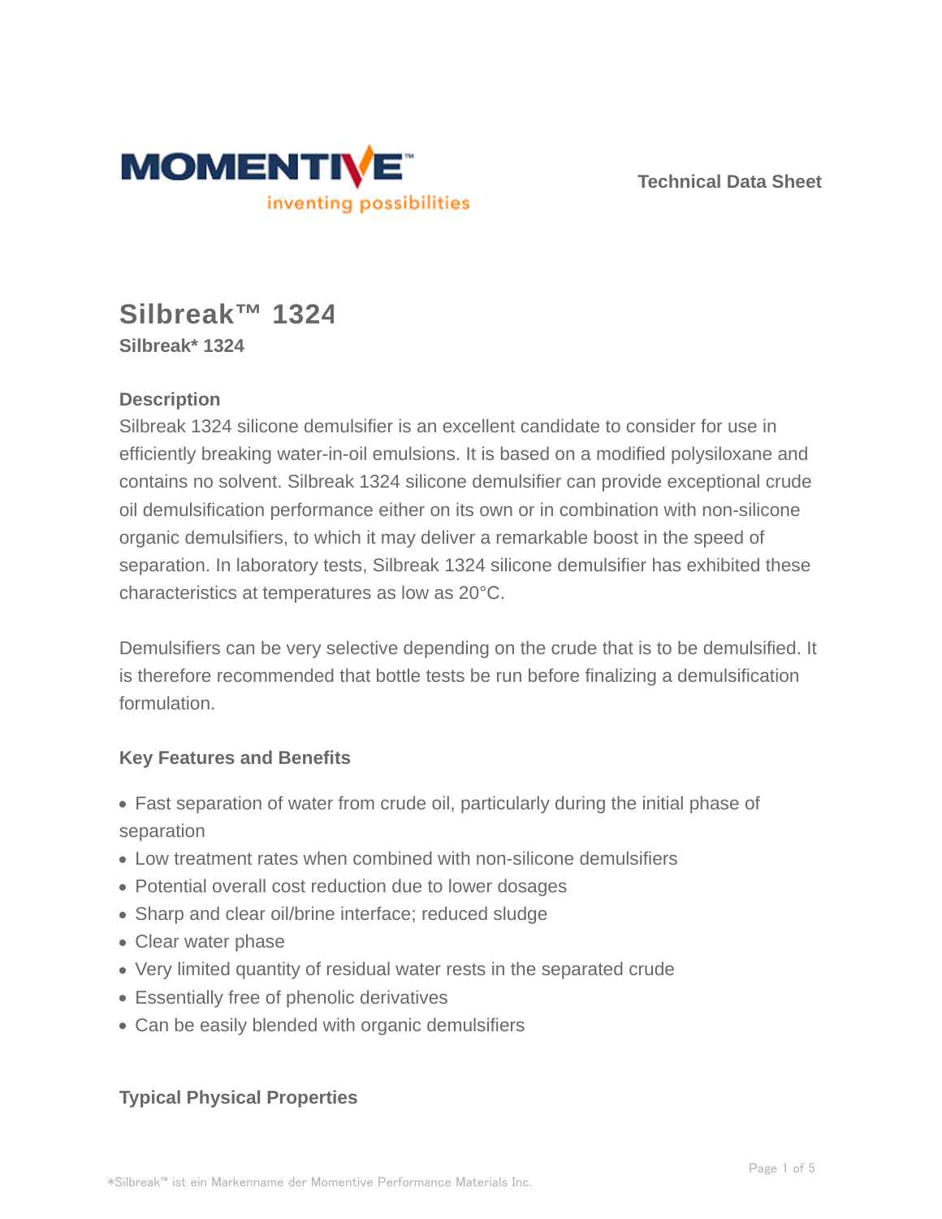Technical Data Sheet

# Silbreak™ 1324

**Silbreak* 1324**

## Description

Silbreak 1324 silicone demulsifier is an excellent candidate to consider for use in efficiently breaking water-in-oil emulsions. It is based on a modified polysiloxane and contains no solvent. Silbreak 1324 silicone demulsifier can provide exceptional crude oil demulsification performance either on its own or in combination with non-silicone organic demulsifiers, to which it may deliver a remarkable boost in the speed of separation. In laboratory tests, Silbreak 1324 silicone demulsifier has exhibited these characteristics at temperatures as low as 20°C.

Demulsifiers can be very selective depending on the crude that is to be demulsified. It is therefore recommended that bottle tests be run before finalizing a demulsification formulation.

## Key Features and Benefits

- Fast separation of water from crude oil, particularly during the initial phase of separation
- Low treatment rates when combined with non-silicone demulsifiers
- Potential overall cost reduction due to lower dosages
- Sharp and clear oil/brine interface; reduced sludge
- Clear water phase
- Very limited quantity of residual water rests in the separated crude
- Essentially free of phenolic derivatives
- Can be easily blended with organic demulsifiers

## Typical Physical Properties

*Silbreak™ ist ein Markenname der Momentive Performance Materials Inc.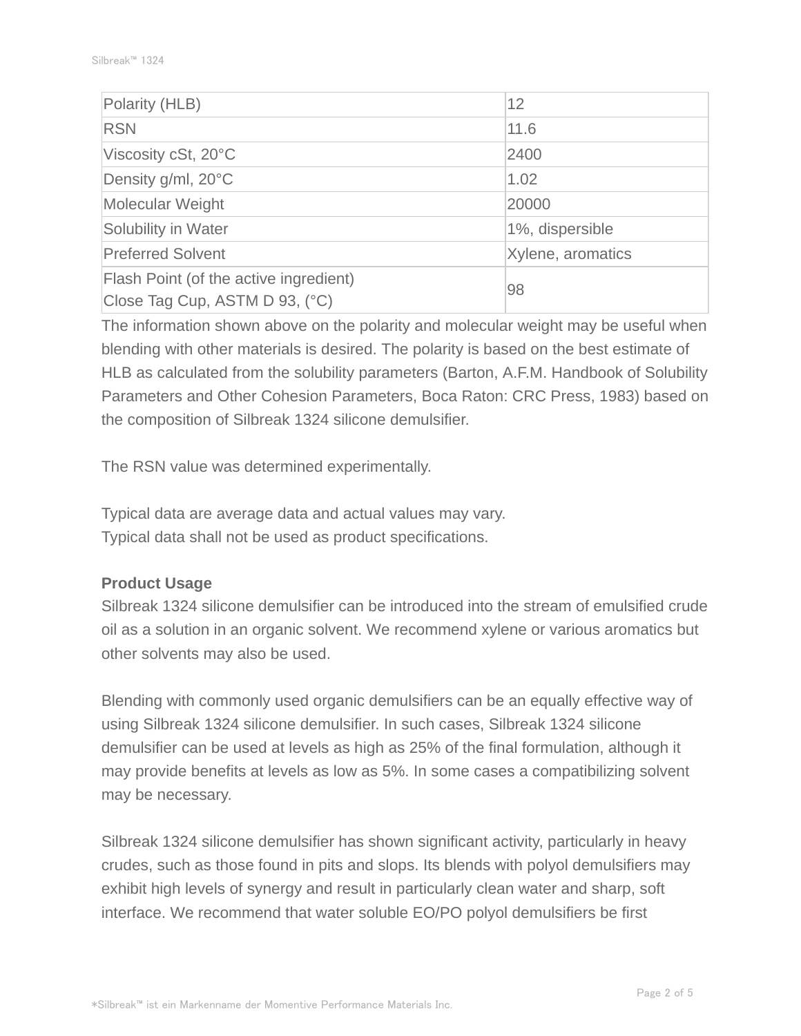| Property | Value |
|---|---|
| Polarity (HLB) | 12 |
| RSN | 11.6 |
| Viscosity cSt, 20°C | 2400 |
| Density g/ml, 20°C | 1.02 |
| Molecular Weight | 20000 |
| Solubility in Water | 1%, dispersible |
| Preferred Solvent | Xylene, aromatics |
| Flash Point (of the active ingredient) Close Tag Cup, ASTM D 93, (°C) | 98 |

The information shown above on the polarity and molecular weight may be useful when blending with other materials is desired. The polarity is based on the best estimate of HLB as calculated from the solubility parameters (Barton, A.F.M. Handbook of Solubility Parameters and Other Cohesion Parameters, Boca Raton: CRC Press, 1983) based on the composition of Silbreak 1324 silicone demulsifier.

The RSN value was determined experimentally.

Typical data are average data and actual values may vary.
Typical data shall not be used as product specifications.

**Product Usage**

Silbreak 1324 silicone demulsifier can be introduced into the stream of emulsified crude oil as a solution in an organic solvent. We recommend xylene or various aromatics but other solvents may also be used.

Blending with commonly used organic demulsifiers can be an equally effective way of using Silbreak 1324 silicone demulsifier. In such cases, Silbreak 1324 silicone demulsifier can be used at levels as high as 25% of the final formulation, although it may provide benefits at levels as low as 5%. In some cases a compatibilizing solvent may be necessary.

Silbreak 1324 silicone demulsifier has shown significant activity, particularly in heavy crudes, such as those found in pits and slops. Its blends with polyol demulsifiers may exhibit high levels of synergy and result in particularly clean water and sharp, soft interface. We recommend that water soluble EO/PO polyol demulsifiers be first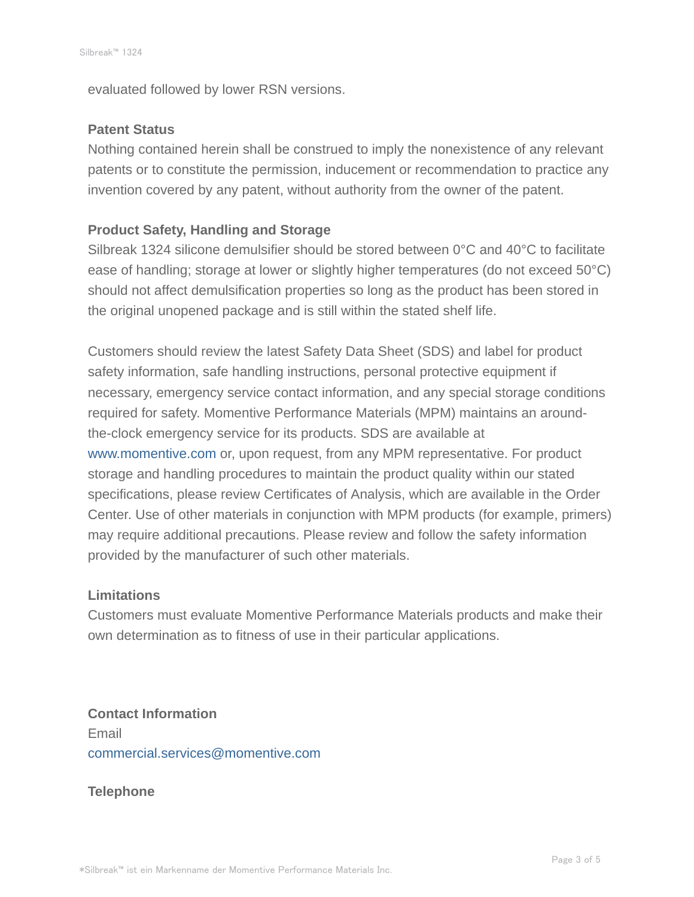evaluated followed by lower RSN versions.

**Patent Status**

Nothing contained herein shall be construed to imply the nonexistence of any relevant patents or to constitute the permission, inducement or recommendation to practice any invention covered by any patent, without authority from the owner of the patent.

**Product Safety, Handling and Storage**

Silbreak 1324 silicone demulsifier should be stored between 0°C and 40°C to facilitate ease of handling; storage at lower or slightly higher temperatures (do not exceed 50°C) should not affect demulsification properties so long as the product has been stored in the original unopened package and is still within the stated shelf life.

Customers should review the latest Safety Data Sheet (SDS) and label for product safety information, safe handling instructions, personal protective equipment if necessary, emergency service contact information, and any special storage conditions required for safety. Momentive Performance Materials (MPM) maintains an around-the-clock emergency service for its products. SDS are available at www.momentive.com or, upon request, from any MPM representative. For product storage and handling procedures to maintain the product quality within our stated specifications, please review Certificates of Analysis, which are available in the Order Center. Use of other materials in conjunction with MPM products (for example, primers) may require additional precautions. Please review and follow the safety information provided by the manufacturer of such other materials.

**Limitations**

Customers must evaluate Momentive Performance Materials products and make their own determination as to fitness of use in their particular applications.

**Contact Information**

Email

commercial.services@momentive.com

**Telephone**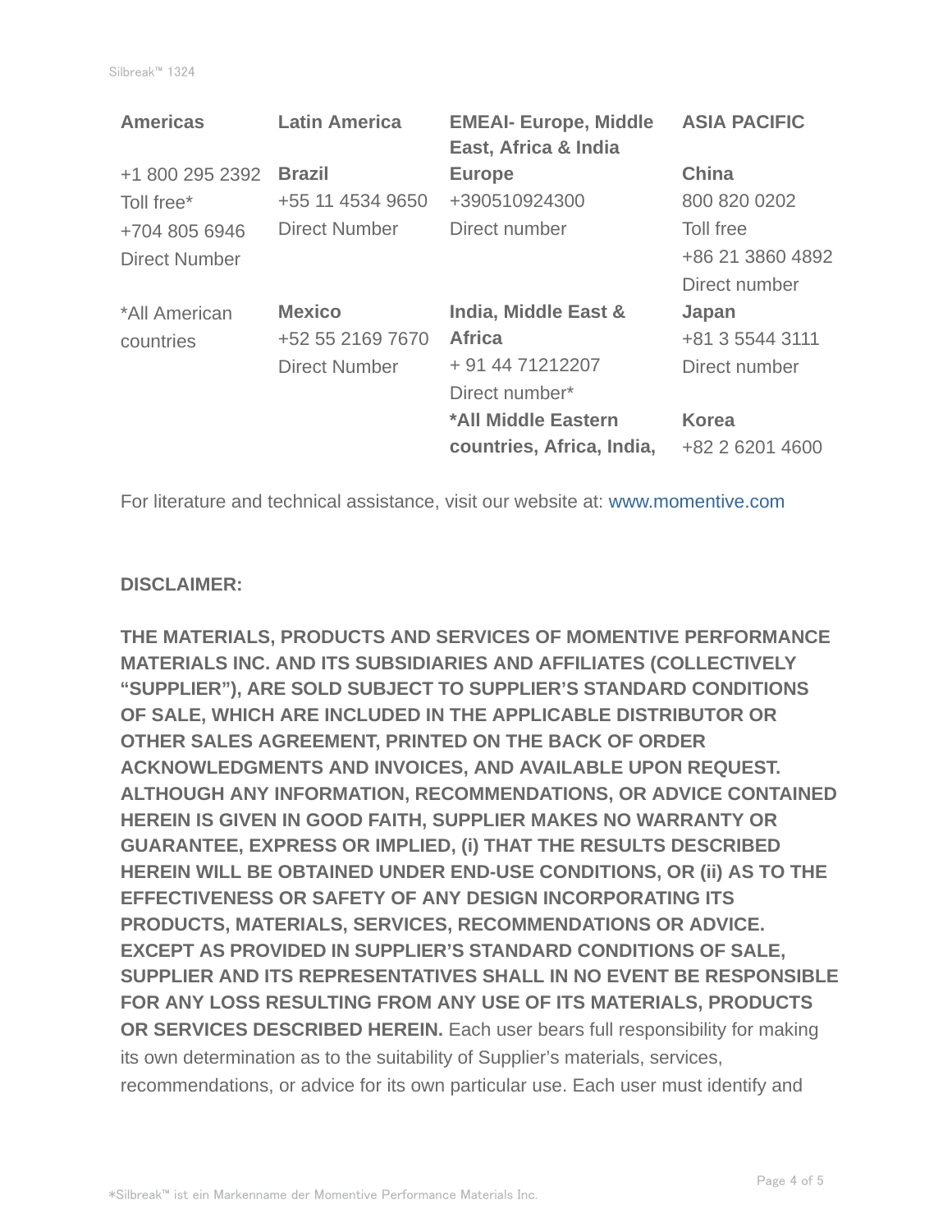| Americas | Latin America | EMEAI- Europe, Middle East, Africa & India | ASIA PACIFIC |
|---|---|---|---|
| +1 800 295 2392 Toll free* +704 805 6946 Direct Number | **Brazil** +55 11 4534 9650 Direct Number | **Europe** +390510924300 Direct number | **China** 800 820 0202 Toll free +86 21 3860 4892 Direct number |
| *All American countries | **Mexico** +52 55 2169 7670 Direct Number | **India, Middle East & Africa** + 91 44 71212207 Direct number* | **Japan** +81 3 5544 3111 Direct number |
| | | ***All Middle Eastern countries, Africa, India,** | **Korea** +82 2 6201 4600 |

For literature and technical assistance, visit our website at: www.momentive.com

**DISCLAIMER:**

**THE MATERIALS, PRODUCTS AND SERVICES OF MOMENTIVE PERFORMANCE MATERIALS INC. AND ITS SUBSIDIARIES AND AFFILIATES (COLLECTIVELY "SUPPLIER"), ARE SOLD SUBJECT TO SUPPLIER'S STANDARD CONDITIONS OF SALE, WHICH ARE INCLUDED IN THE APPLICABLE DISTRIBUTOR OR OTHER SALES AGREEMENT, PRINTED ON THE BACK OF ORDER ACKNOWLEDGMENTS AND INVOICES, AND AVAILABLE UPON REQUEST. ALTHOUGH ANY INFORMATION, RECOMMENDATIONS, OR ADVICE CONTAINED HEREIN IS GIVEN IN GOOD FAITH, SUPPLIER MAKES NO WARRANTY OR GUARANTEE, EXPRESS OR IMPLIED, (i) THAT THE RESULTS DESCRIBED HEREIN WILL BE OBTAINED UNDER END-USE CONDITIONS, OR (ii) AS TO THE EFFECTIVENESS OR SAFETY OF ANY DESIGN INCORPORATING ITS PRODUCTS, MATERIALS, SERVICES, RECOMMENDATIONS OR ADVICE. EXCEPT AS PROVIDED IN SUPPLIER'S STANDARD CONDITIONS OF SALE, SUPPLIER AND ITS REPRESENTATIVES SHALL IN NO EVENT BE RESPONSIBLE FOR ANY LOSS RESULTING FROM ANY USE OF ITS MATERIALS, PRODUCTS OR SERVICES DESCRIBED HEREIN.** Each user bears full responsibility for making its own determination as to the suitability of Supplier's materials, services, recommendations, or advice for its own particular use. Each user must identify and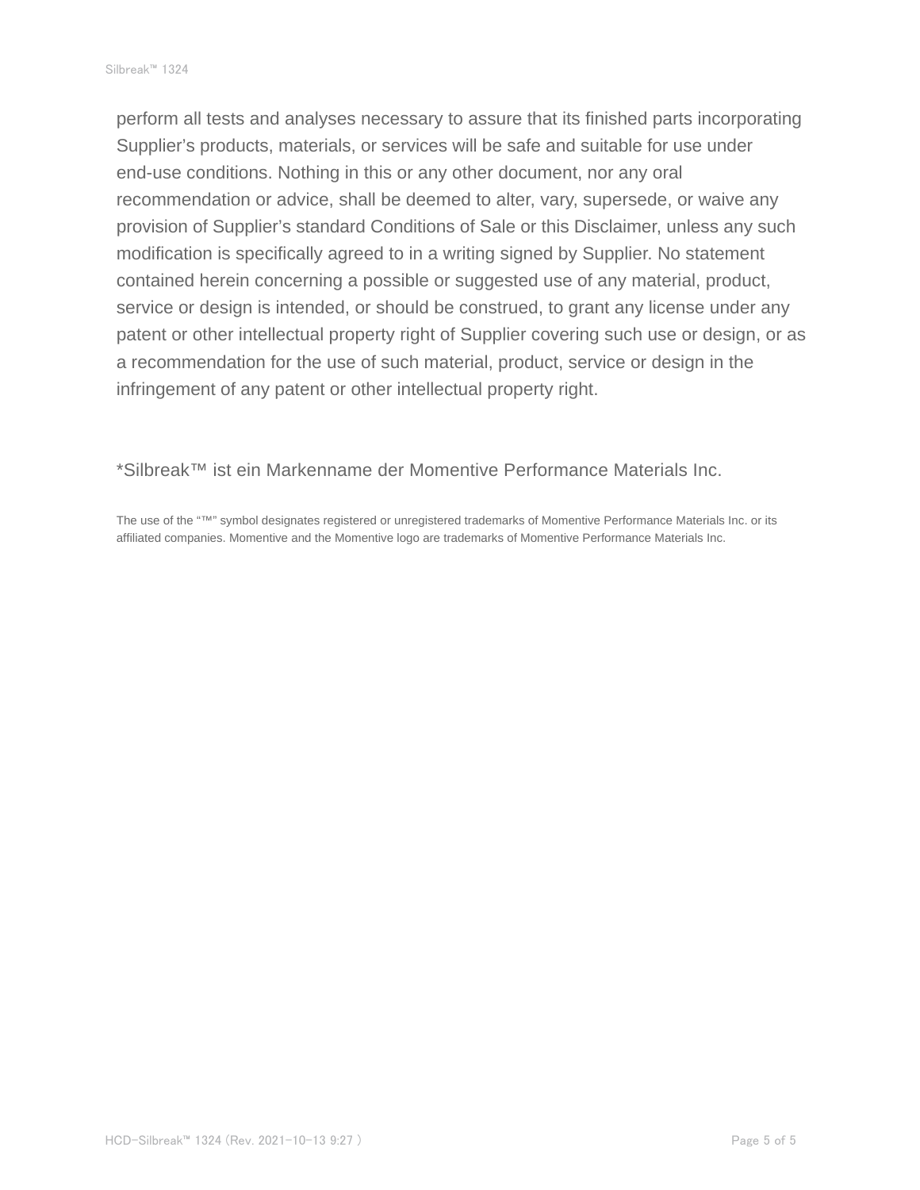perform all tests and analyses necessary to assure that its finished parts incorporating Supplier's products, materials, or services will be safe and suitable for use under end-use conditions. Nothing in this or any other document, nor any oral recommendation or advice, shall be deemed to alter, vary, supersede, or waive any provision of Supplier's standard Conditions of Sale or this Disclaimer, unless any such modification is specifically agreed to in a writing signed by Supplier. No statement contained herein concerning a possible or suggested use of any material, product, service or design is intended, or should be construed, to grant any license under any patent or other intellectual property right of Supplier covering such use or design, or as a recommendation for the use of such material, product, service or design in the infringement of any patent or other intellectual property right.

*Silbreak™ ist ein Markenname der Momentive Performance Materials Inc.

The use of the "™" symbol designates registered or unregistered trademarks of Momentive Performance Materials Inc. or its affiliated companies. Momentive and the Momentive logo are trademarks of Momentive Performance Materials Inc.